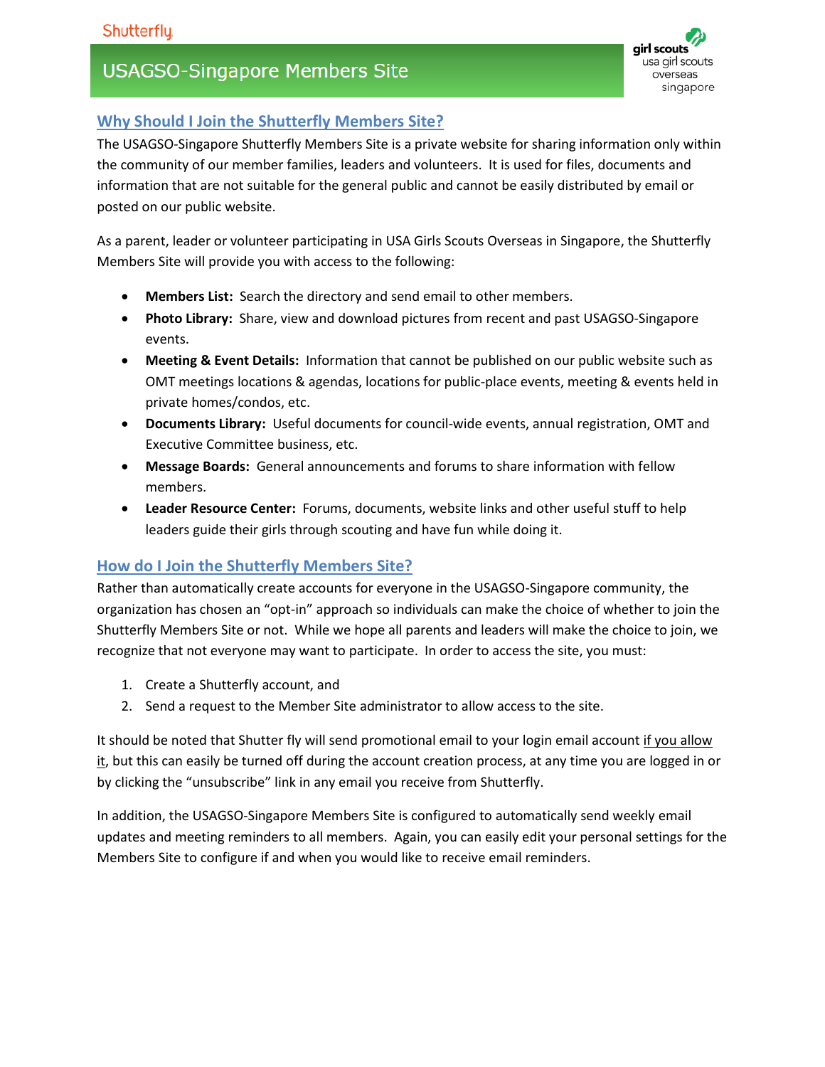Shutterfly

# USAGSO-Singapore Members Site

girl scouts usa girl scouts overseas singapore

## Why Should I Join the Shutterfly Members Site?

The USAGSO-Singapore Shutterfly Members Site is a private website for sharing information only within the community of our member families, leaders and volunteers. It is used for files, documents and information that are not suitable for the general public and cannot be easily distributed by email or posted on our public website.

As a parent, leader or volunteer participating in USA Girls Scouts Overseas in Singapore, the Shutterfly Members Site will provide you with access to the following:

- **Members List:** Search the directory and send email to other members.
- **Photo Library:** Share, view and download pictures from recent and past USAGSO-Singapore events.
- **Meeting & Event Details:** Information that cannot be published on our public website such as OMT meetings locations & agendas, locations for public-place events, meeting & events held in private homes/condos, etc.
- **Documents Library:** Useful documents for council-wide events, annual registration, OMT and Executive Committee business, etc.
- **Message Boards:** General announcements and forums to share information with fellow members.
- **Leader Resource Center:** Forums, documents, website links and other useful stuff to help leaders guide their girls through scouting and have fun while doing it.

## How do I Join the Shutterfly Members Site?

Rather than automatically create accounts for everyone in the USAGSO-Singapore community, the organization has chosen an "opt-in" approach so individuals can make the choice of whether to join the Shutterfly Members Site or not. While we hope all parents and leaders will make the choice to join, we recognize that not everyone may want to participate. In order to access the site, you must:

1. Create a Shutterfly account, and
2. Send a request to the Member Site administrator to allow access to the site.

It should be noted that Shutter fly will send promotional email to your login email account if you allow it, but this can easily be turned off during the account creation process, at any time you are logged in or by clicking the "unsubscribe" link in any email you receive from Shutterfly.

In addition, the USAGSO-Singapore Members Site is configured to automatically send weekly email updates and meeting reminders to all members. Again, you can easily edit your personal settings for the Members Site to configure if and when you would like to receive email reminders.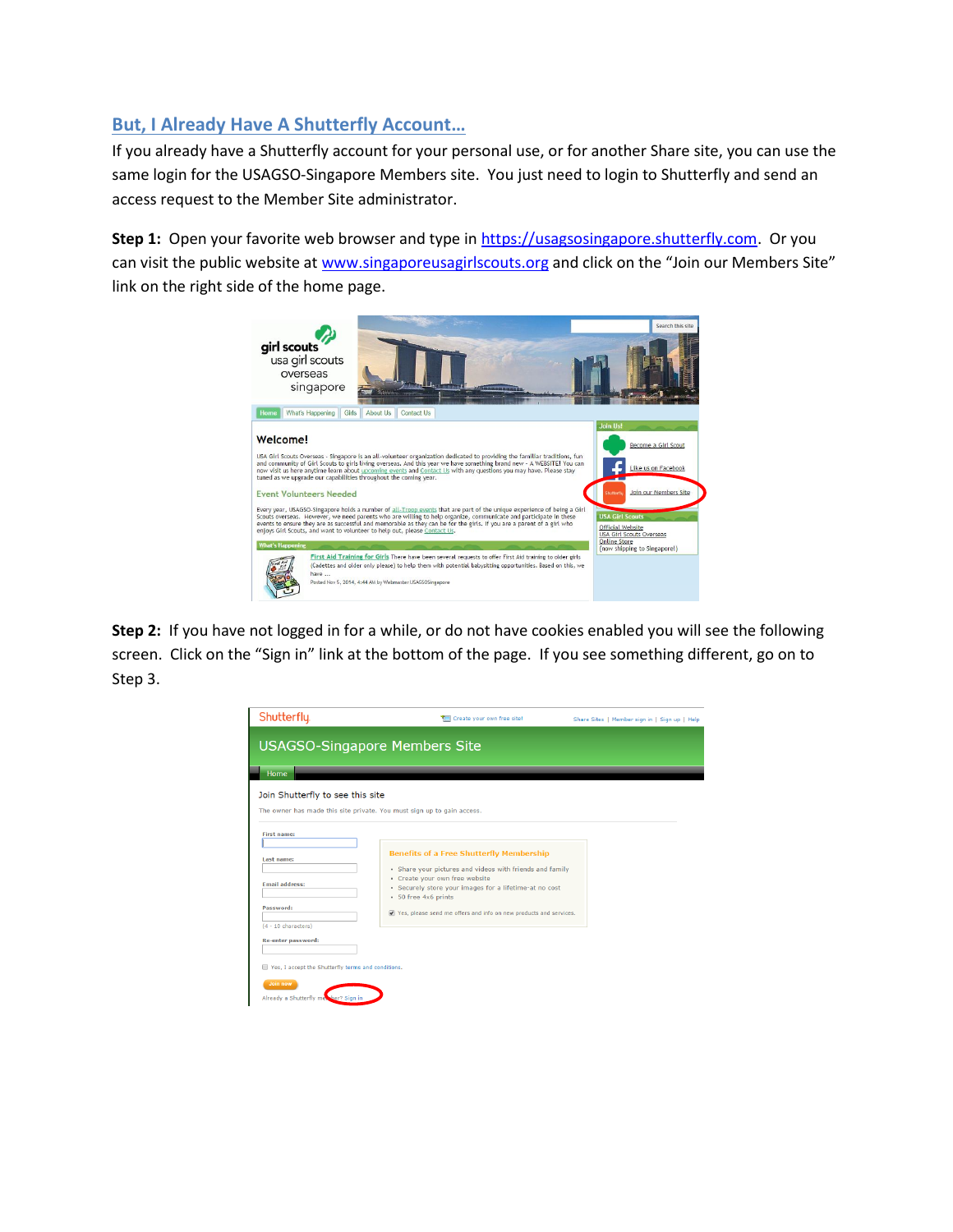## But, I Already Have A Shutterfly Account…

If you already have a Shutterfly account for your personal use, or for another Share site, you can use the same login for the USAGSO-Singapore Members site. You just need to login to Shutterfly and send an access request to the Member Site administrator.

**Step 1:** Open your favorite web browser and type in https://usagsosingapore.shutterfly.com. Or you can visit the public website at www.singaporeusagirlscouts.org and click on the "Join our Members Site" link on the right side of the home page.

**Step 2:** If you have not logged in for a while, or do not have cookies enabled you will see the following screen. Click on the "Sign in" link at the bottom of the page. If you see something different, go on to Step 3.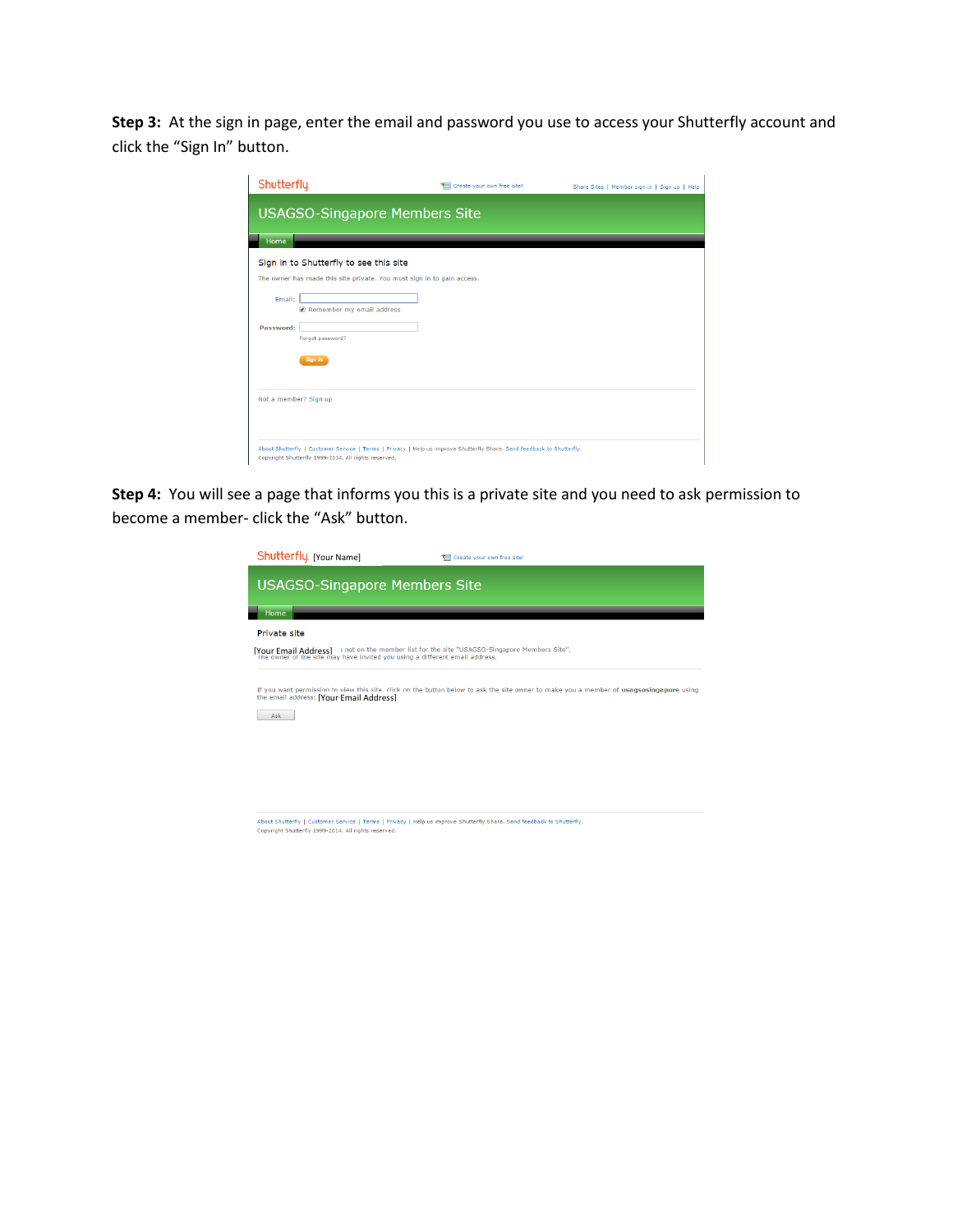**Step 3:** At the sign in page, enter the email and password you use to access your Shutterfly account and click the "Sign In" button.

Shutterfly | Create your own free site! | Share Sites | Member sign in | Sign up | Help

USAGSO-Singapore Members Site

Home

Sign in to Shutterfly to see this site

The owner has made this site private. You must sign in to gain access.

Email:

Remember my email address

Password:

Forgot password?

Sign in

Not a member? Sign up

About Shutterfly | Customer Service | Terms | Privacy | Help us improve Shutterfly Share. Send feedback to Shutterfly.

Copyright Shutterfly 1999-2014. All rights reserved.

**Step 4:** You will see a page that informs you this is a private site and you need to ask permission to become a member- click the "Ask" button.

Shutterfly [Your Name] | Create your own free site!

USAGSO-Singapore Members Site

Home

Private site

[Your Email Address] is not on the member list for the site "USAGSO-Singapore Members Site". The owner of the site may have invited you using a different email address.

If you want permission to view this site, click on the button below to ask the site owner to make you a member of **usagsosingapore** using the email address: [Your Email Address]

Ask

About Shutterfly | Customer Service | Terms | Privacy | Help us improve Shutterfly Share. Send feedback to Shutterfly.

Copyright Shutterfly 1999-2014. All rights reserved.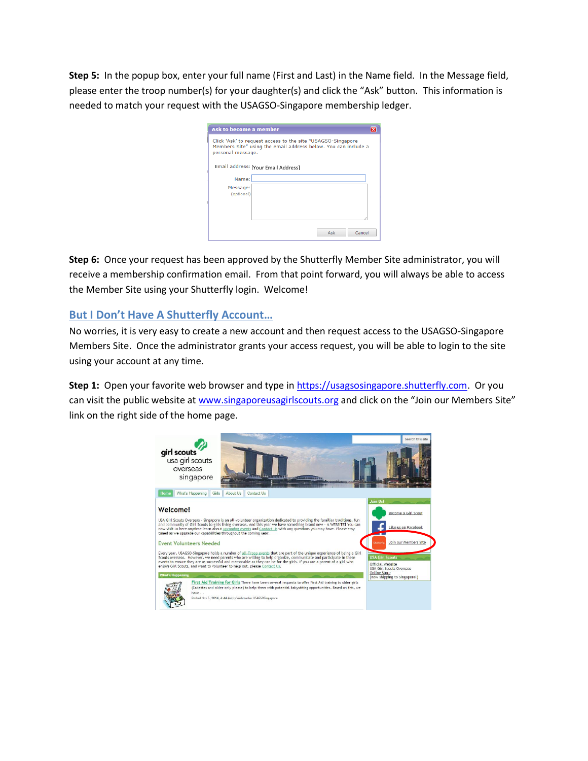**Step 5:** In the popup box, enter your full name (First and Last) in the Name field. In the Message field, please enter the troop number(s) for your daughter(s) and click the "Ask" button. This information is needed to match your request with the USAGSO-Singapore membership ledger.

**Step 6:** Once your request has been approved by the Shutterfly Member Site administrator, you will receive a membership confirmation email. From that point forward, you will always be able to access the Member Site using your Shutterfly login. Welcome!

## But I Don't Have A Shutterfly Account…

No worries, it is very easy to create a new account and then request access to the USAGSO-Singapore Members Site. Once the administrator grants your access request, you will be able to login to the site using your account at any time.

**Step 1:** Open your favorite web browser and type in https://usagsosingapore.shutterfly.com. Or you can visit the public website at www.singaporeusagirlscouts.org and click on the "Join our Members Site" link on the right side of the home page.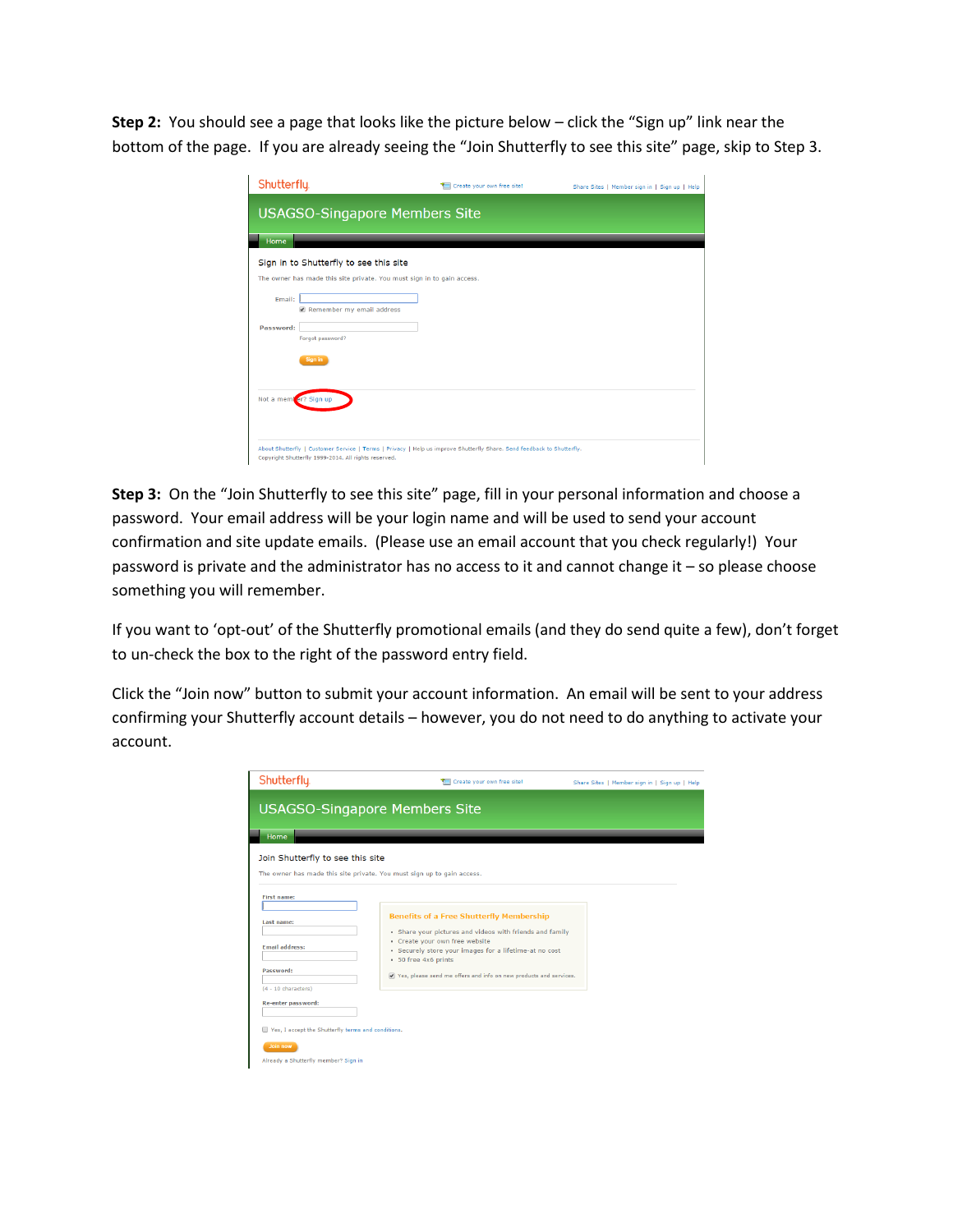**Step 2:** You should see a page that looks like the picture below – click the “Sign up” link near the bottom of the page. If you are already seeing the “Join Shutterfly to see this site” page, skip to Step 3.

**Step 3:** On the “Join Shutterfly to see this site” page, fill in your personal information and choose a password. Your email address will be your login name and will be used to send your account confirmation and site update emails. (Please use an email account that you check regularly!) Your password is private and the administrator has no access to it and cannot change it – so please choose something you will remember.

If you want to ‘opt-out’ of the Shutterfly promotional emails (and they do send quite a few), don’t forget to un-check the box to the right of the password entry field.

Click the “Join now” button to submit your account information. An email will be sent to your address confirming your Shutterfly account details – however, you do not need to do anything to activate your account.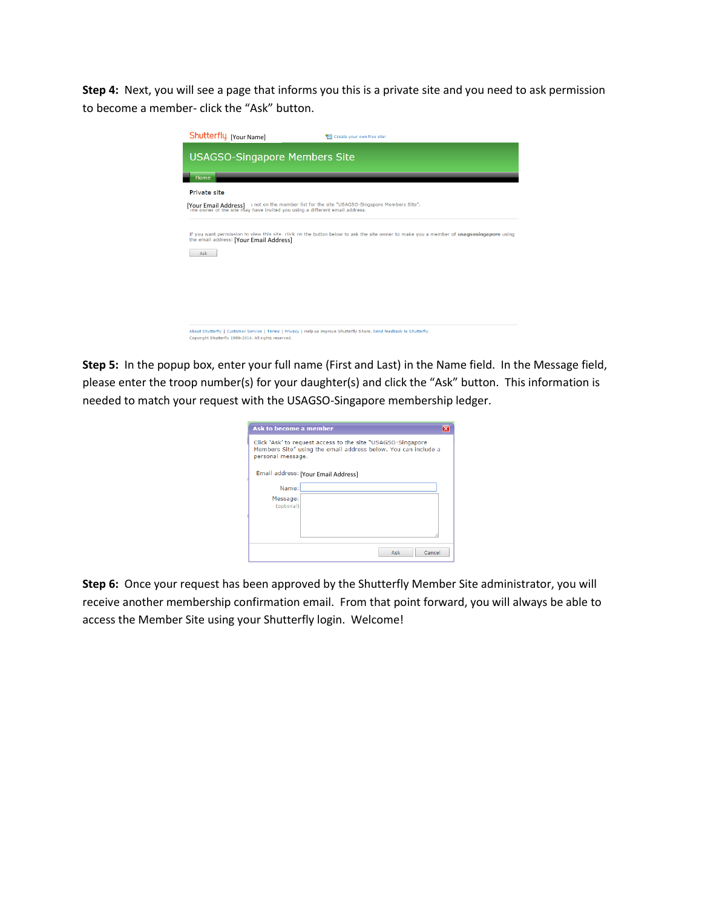**Step 4:** Next, you will see a page that informs you this is a private site and you need to ask permission to become a member- click the "Ask" button.

Shutterfly [Your Name]

Create your own free site!

USAGSO-Singapore Members Site

Home

Private site

[Your Email Address] is not on the member list for the site "USAGSO-Singapore Members Site". The owner of the site may have invited you using a different email address.

If you want permission to view this site, click on the button below to ask the site owner to make you a member of usagsosingapore using the email address: [Your Email Address]

Ask

About Shutterfly | Customer Service | Terms | Privacy | Help us improve Shutterfly Share. Send feedback to Shutterfly.
Copyright Shutterfly 1999-2014. All rights reserved.

**Step 5:** In the popup box, enter your full name (First and Last) in the Name field. In the Message field, please enter the troop number(s) for your daughter(s) and click the "Ask" button. This information is needed to match your request with the USAGSO-Singapore membership ledger.

Ask to become a member

Click 'Ask' to request access to the site "USAGSO-Singapore Members Site" using the email address below. You can include a personal message.

Email address: [Your Email Address]

Name:

Message: (optional)

Ask Cancel

**Step 6:** Once your request has been approved by the Shutterfly Member Site administrator, you will receive another membership confirmation email. From that point forward, you will always be able to access the Member Site using your Shutterfly login. Welcome!